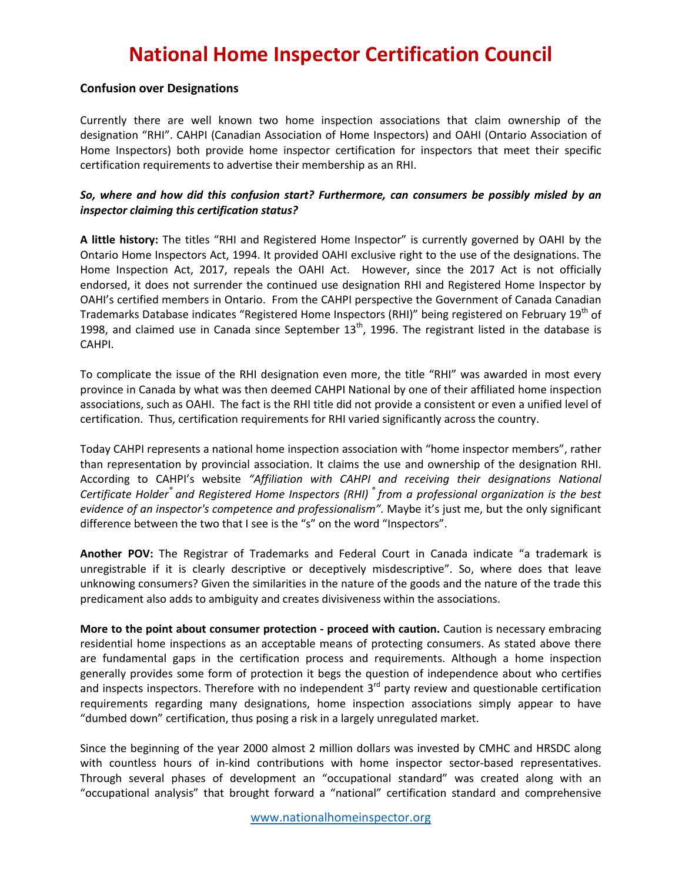# National Home Inspector Certification Council

## Confusion over Designations

Currently there are well known two home inspection associations that claim ownership of the designation "RHI". CAHPI (Canadian Association of Home Inspectors) and OAHI (Ontario Association of Home Inspectors) both provide home inspector certification for inspectors that meet their specific certification requirements to advertise their membership as an RHI.

***So, where and how did this confusion start? Furthermore, can consumers be possibly misled by an inspector claiming this certification status?***

**A little history:** The titles "RHI and Registered Home Inspector" is currently governed by OAHI by the Ontario Home Inspectors Act, 1994. It provided OAHI exclusive right to the use of the designations. The Home Inspection Act, 2017, repeals the OAHI Act. However, since the 2017 Act is not officially endorsed, it does not surrender the continued use designation RHI and Registered Home Inspector by OAHI's certified members in Ontario. From the CAHPI perspective the Government of Canada Canadian Trademarks Database indicates "Registered Home Inspectors (RHI)" being registered on February 19th of 1998, and claimed use in Canada since September 13th, 1996. The registrant listed in the database is CAHPI.

To complicate the issue of the RHI designation even more, the title "RHI" was awarded in most every province in Canada by what was then deemed CAHPI National by one of their affiliated home inspection associations, such as OAHI. The fact is the RHI title did not provide a consistent or even a unified level of certification. Thus, certification requirements for RHI varied significantly across the country.

Today CAHPI represents a national home inspection association with "home inspector members", rather than representation by provincial association. It claims the use and ownership of the designation RHI. According to CAHPI's website *"Affiliation with CAHPI and receiving their designations National Certificate Holder® and Registered Home Inspectors (RHI) ® from a professional organization is the best evidence of an inspector's competence and professionalism".* Maybe it's just me, but the only significant difference between the two that I see is the "s" on the word "Inspectors".

**Another POV:** The Registrar of Trademarks and Federal Court in Canada indicate "a trademark is unregistrable if it is clearly descriptive or deceptively misdescriptive". So, where does that leave unknowing consumers? Given the similarities in the nature of the goods and the nature of the trade this predicament also adds to ambiguity and creates divisiveness within the associations.

**More to the point about consumer protection - proceed with caution.** Caution is necessary embracing residential home inspections as an acceptable means of protecting consumers. As stated above there are fundamental gaps in the certification process and requirements. Although a home inspection generally provides some form of protection it begs the question of independence about who certifies and inspects inspectors. Therefore with no independent 3rd party review and questionable certification requirements regarding many designations, home inspection associations simply appear to have "dumbed down" certification, thus posing a risk in a largely unregulated market.

Since the beginning of the year 2000 almost 2 million dollars was invested by CMHC and HRSDC along with countless hours of in-kind contributions with home inspector sector-based representatives. Through several phases of development an "occupational standard" was created along with an "occupational analysis" that brought forward a "national" certification standard and comprehensive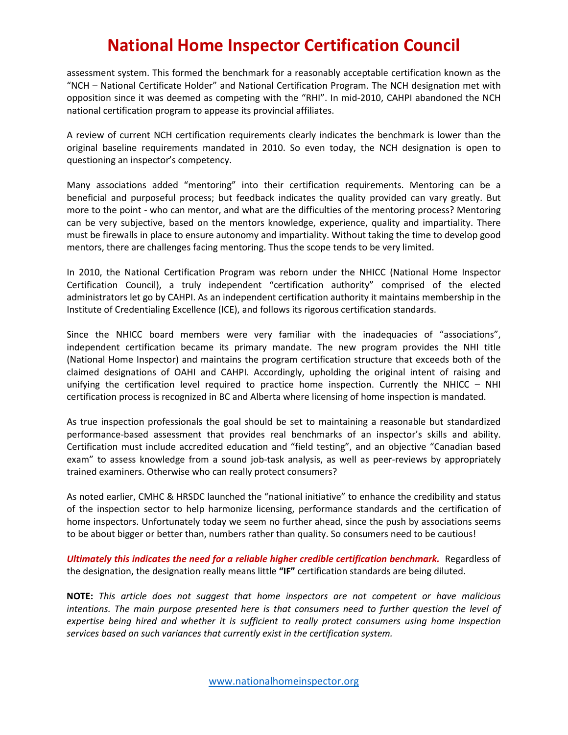assessment system. This formed the benchmark for a reasonably acceptable certification known as the "NCH – National Certificate Holder" and National Certification Program. The NCH designation met with opposition since it was deemed as competing with the "RHI". In mid-2010, CAHPI abandoned the NCH national certification program to appease its provincial affiliates.

A review of current NCH certification requirements clearly indicates the benchmark is lower than the original baseline requirements mandated in 2010. So even today, the NCH designation is open to questioning an inspector's competency.

Many associations added "mentoring" into their certification requirements. Mentoring can be a beneficial and purposeful process; but feedback indicates the quality provided can vary greatly. But more to the point - who can mentor, and what are the difficulties of the mentoring process? Mentoring can be very subjective, based on the mentors knowledge, experience, quality and impartiality. There must be firewalls in place to ensure autonomy and impartiality. Without taking the time to develop good mentors, there are challenges facing mentoring. Thus the scope tends to be very limited.

In 2010, the National Certification Program was reborn under the NHICC (National Home Inspector Certification Council), a truly independent "certification authority" comprised of the elected administrators let go by CAHPI. As an independent certification authority it maintains membership in the Institute of Credentialing Excellence (ICE), and follows its rigorous certification standards.

Since the NHICC board members were very familiar with the inadequacies of "associations", independent certification became its primary mandate. The new program provides the NHI title (National Home Inspector) and maintains the program certification structure that exceeds both of the claimed designations of OAHI and CAHPI. Accordingly, upholding the original intent of raising and unifying the certification level required to practice home inspection. Currently the NHICC – NHI certification process is recognized in BC and Alberta where licensing of home inspection is mandated.

As true inspection professionals the goal should be set to maintaining a reasonable but standardized performance-based assessment that provides real benchmarks of an inspector's skills and ability. Certification must include accredited education and "field testing", and an objective "Canadian based exam" to assess knowledge from a sound job-task analysis, as well as peer-reviews by appropriately trained examiners. Otherwise who can really protect consumers?

As noted earlier, CMHC & HRSDC launched the "national initiative" to enhance the credibility and status of the inspection sector to help harmonize licensing, performance standards and the certification of home inspectors. Unfortunately today we seem no further ahead, since the push by associations seems to be about bigger or better than, numbers rather than quality. So consumers need to be cautious!

***Ultimately this indicates the need for a reliable higher credible certification benchmark.*** Regardless of the designation, the designation really means little **"IF"** certification standards are being diluted.

**NOTE:** *This article does not suggest that home inspectors are not competent or have malicious intentions. The main purpose presented here is that consumers need to further question the level of expertise being hired and whether it is sufficient to really protect consumers using home inspection services based on such variances that currently exist in the certification system.*

www.nationalhomeinspector.org